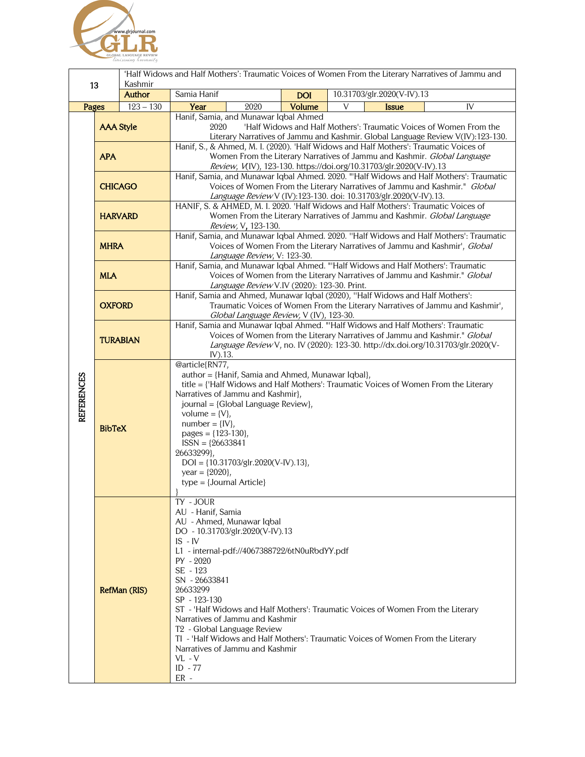| 13 | 'Half Widows and Half Mothers': Traumatic Voices of Women From the Literary Narratives of Jammu and Kashmir | | | | | | |
|---|---|---|---|---|---|---|---|
| | **Author** | Samia Hanif | | **DOI** | 10.31703/glr.2020(V-IV).13 | | |
| **Pages** | 123 – 130 | **Year** | 2020 | **Volume** | V | **Issue** | IV |

**REFERENCES**

| Style | Reference |
|---|---|
| **AAA Style** | Hanif, Samia, and Munawar Iqbal Ahmed 2020 'Half Widows and Half Mothers': Traumatic Voices of Women From the Literary Narratives of Jammu and Kashmir. Global Language Review V(IV):123-130. |
| **APA** | Hanif, S., & Ahmed, M. I. (2020). 'Half Widows and Half Mothers': Traumatic Voices of Women From the Literary Narratives of Jammu and Kashmir. *Global Language Review*, *V*(IV), 123-130. https://doi.org/10.31703/glr.2020(V-IV).13 |
| **CHICAGO** | Hanif, Samia, and Munawar Iqbal Ahmed. 2020. "'Half Widows and Half Mothers': Traumatic Voices of Women From the Literary Narratives of Jammu and Kashmir." *Global Language Review* V (IV):123-130. doi: 10.31703/glr.2020(V-IV).13. |
| **HARVARD** | HANIF, S. & AHMED, M. I. 2020. 'Half Widows and Half Mothers': Traumatic Voices of Women From the Literary Narratives of Jammu and Kashmir. *Global Language Review,* V**,** 123-130. |
| **MHRA** | Hanif, Samia, and Munawar Iqbal Ahmed. 2020. ''Half Widows and Half Mothers': Traumatic Voices of Women From the Literary Narratives of Jammu and Kashmir', *Global Language Review*, V: 123-30. |
| **MLA** | Hanif, Samia, and Munawar Iqbal Ahmed. "'Half Widows and Half Mothers': Traumatic Voices of Women from the Literary Narratives of Jammu and Kashmir." *Global Language Review* V.IV (2020): 123-30. Print. |
| **OXFORD** | Hanif, Samia and Ahmed, Munawar Iqbal (2020), ''Half Widows and Half Mothers': Traumatic Voices of Women From the Literary Narratives of Jammu and Kashmir', *Global Language Review,* V (IV), 123-30. |
| **TURABIAN** | Hanif, Samia and Munawar Iqbal Ahmed. "'Half Widows and Half Mothers': Traumatic Voices of Women from the Literary Narratives of Jammu and Kashmir." *Global Language Review* V, no. IV (2020): 123-30. http://dx.doi.org/10.31703/glr.2020(V-IV).13. |

**BibTeX**

```
@article{RN77,
   author = {Hanif, Samia and Ahmed, Munawar Iqbal},
   title = {'Half Widows and Half Mothers': Traumatic Voices of Women From the Literary Narratives of Jammu and Kashmir},
   journal = {Global Language Review},
   volume = {V},
   number = {IV},
   pages = {123-130},
   ISSN = {26633841
26633299},
   DOI = {10.31703/glr.2020(V-IV).13},
   year = {2020},
   type = {Journal Article}
}
```

**RefMan (RIS)**

```
TY  - JOUR
AU  - Hanif, Samia
AU  - Ahmed, Munawar Iqbal
DO  - 10.31703/glr.2020(V-IV).13
IS  - IV
L1  - internal-pdf://4067388722/6tN0uRbdYY.pdf
PY  - 2020
SE  - 123
SN  - 26633841
26633299
SP  - 123-130
ST  - 'Half Widows and Half Mothers': Traumatic Voices of Women From the Literary Narratives of Jammu and Kashmir
T2  - Global Language Review
TI  - 'Half Widows and Half Mothers': Traumatic Voices of Women From the Literary Narratives of Jammu and Kashmir
VL  - V
ID  - 77
ER  - 
```